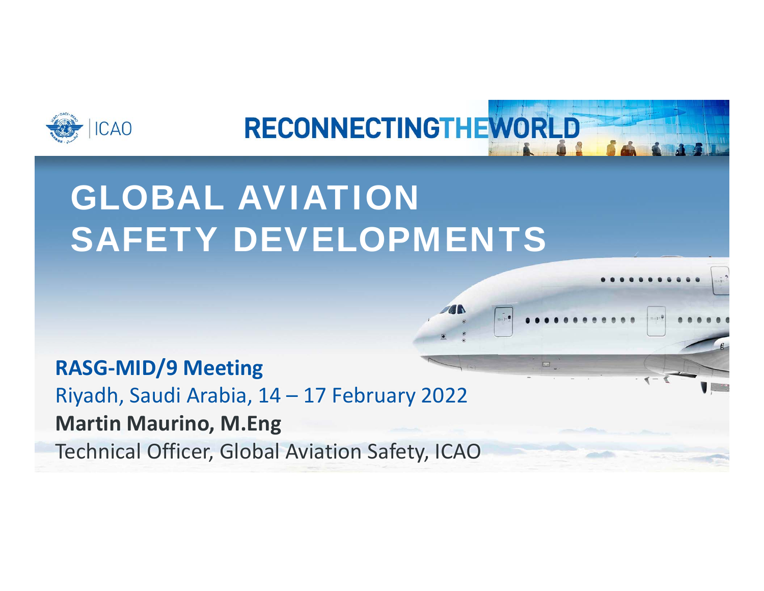ICAO

RECONNECTINGTHEWORLD

# GLOBAL AVIATION SAFETY DEVELOPMENTS

**RASG-MID/9 Meeting**

Riyadh, Saudi Arabia, 14 – 17 February 2022

**Martin Maurino, M.Eng**

Technical Officer, Global Aviation Safety, ICAO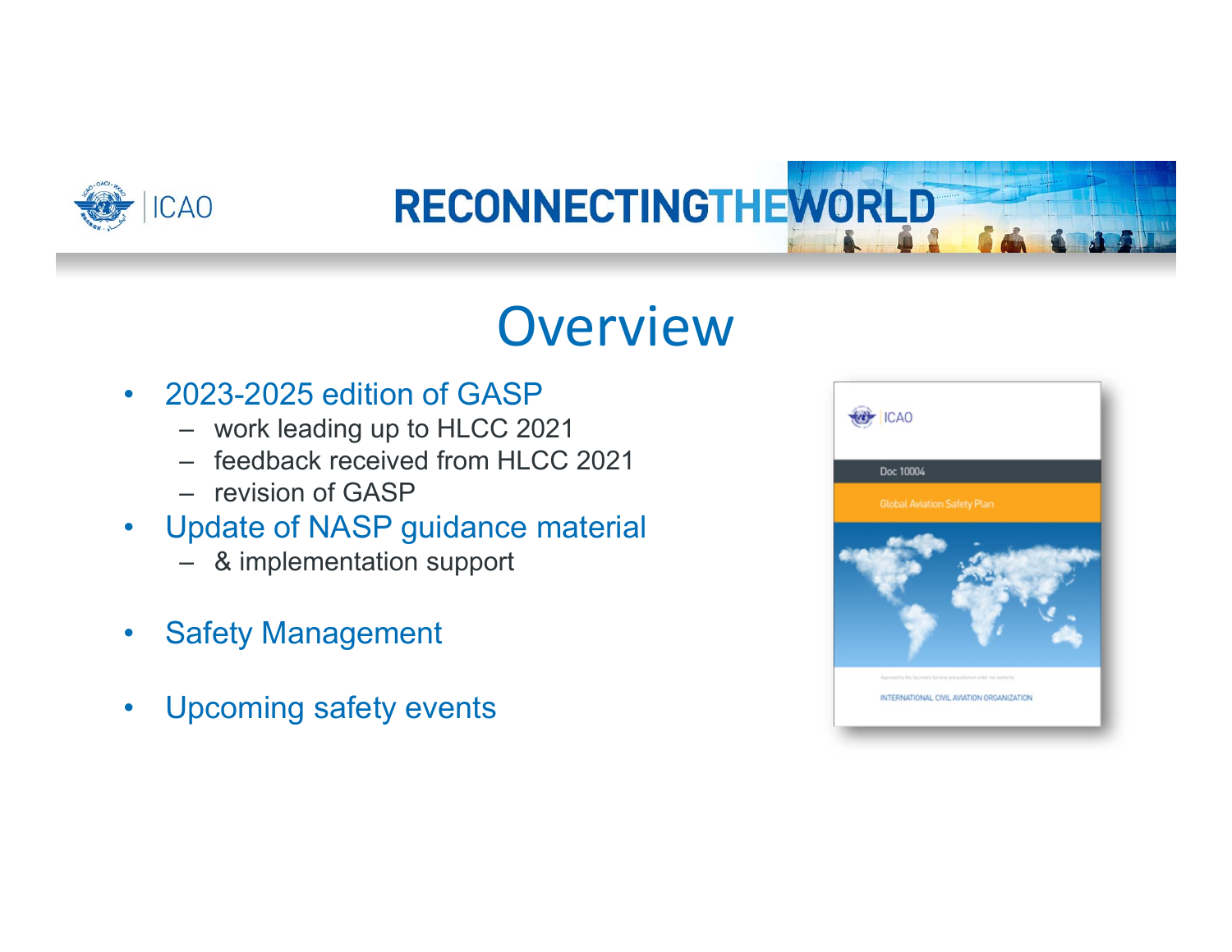# Overview

- 2023-2025 edition of GASP
  - work leading up to HLCC 2021
  - feedback received from HLCC 2021
  - revision of GASP
- Update of NASP guidance material
  - & implementation support
- Safety Management
- Upcoming safety events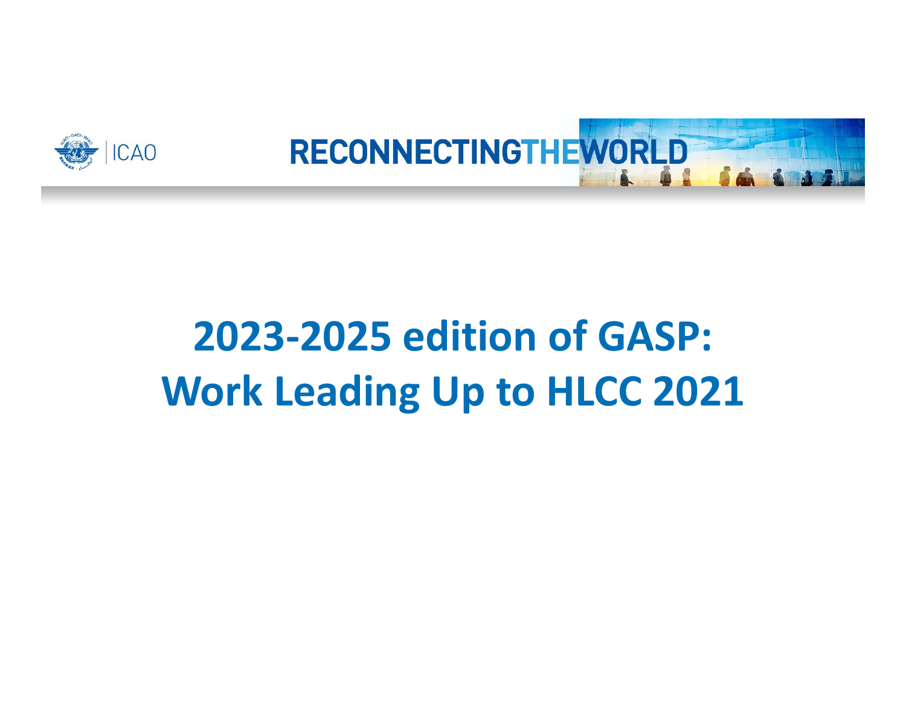# 2023-2025 edition of GASP: Work Leading Up to HLCC 2021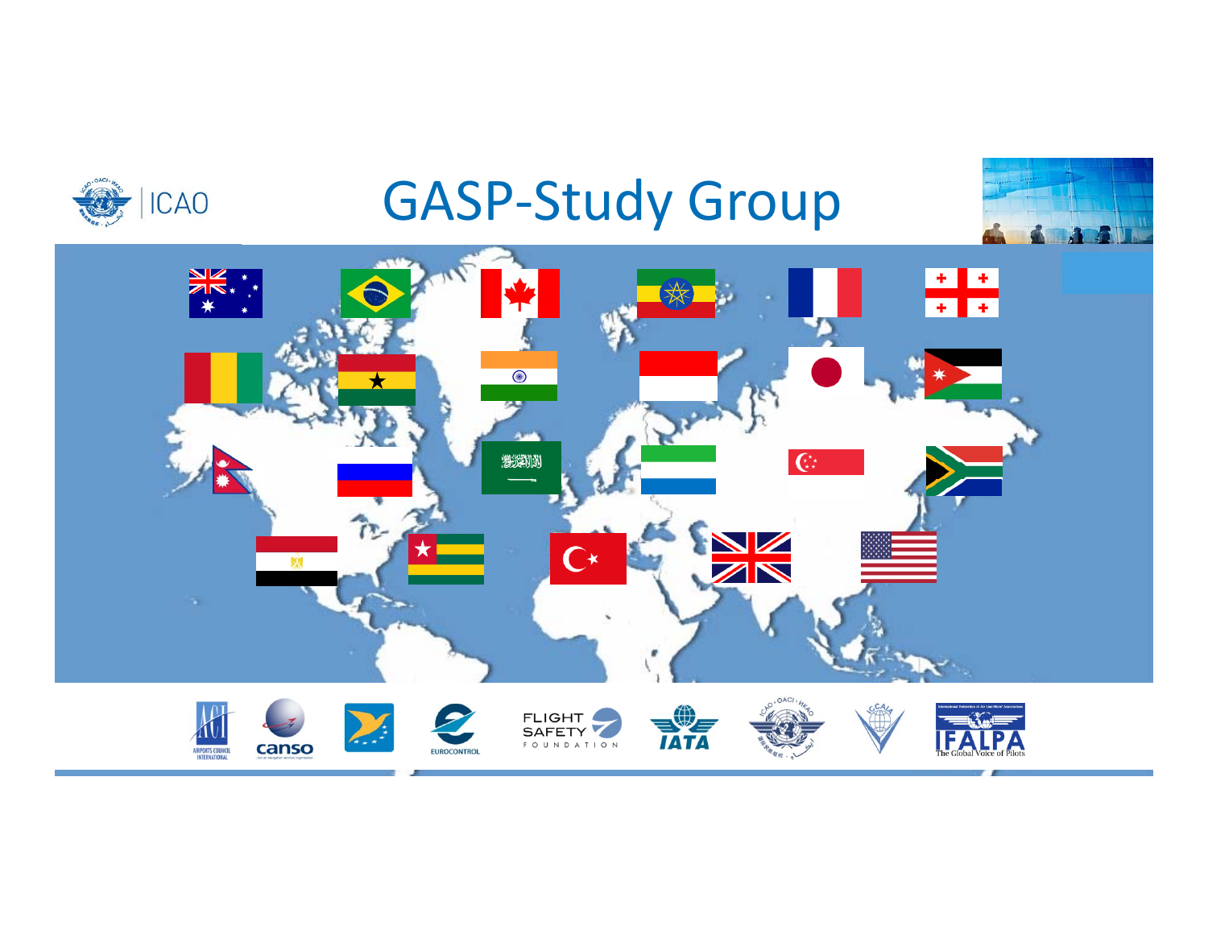# GASP-Study Group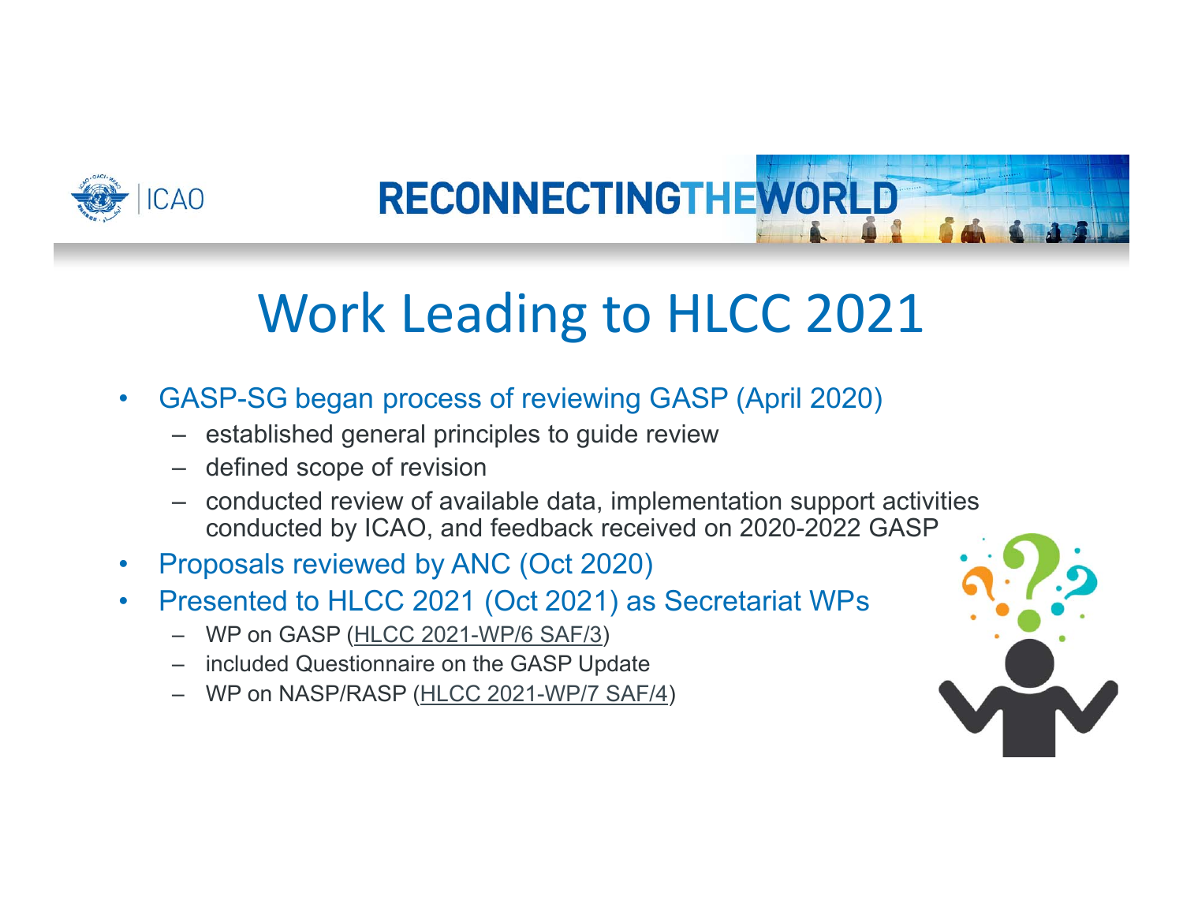# Work Leading to HLCC 2021

- GASP-SG began process of reviewing GASP (April 2020)
  - established general principles to guide review
  - defined scope of revision
  - conducted review of available data, implementation support activities conducted by ICAO, and feedback received on 2020-2022 GASP
- Proposals reviewed by ANC (Oct 2020)
- Presented to HLCC 2021 (Oct 2021) as Secretariat WPs
  - WP on GASP (HLCC 2021-WP/6 SAF/3)
  - included Questionnaire on the GASP Update
  - WP on NASP/RASP (HLCC 2021-WP/7 SAF/4)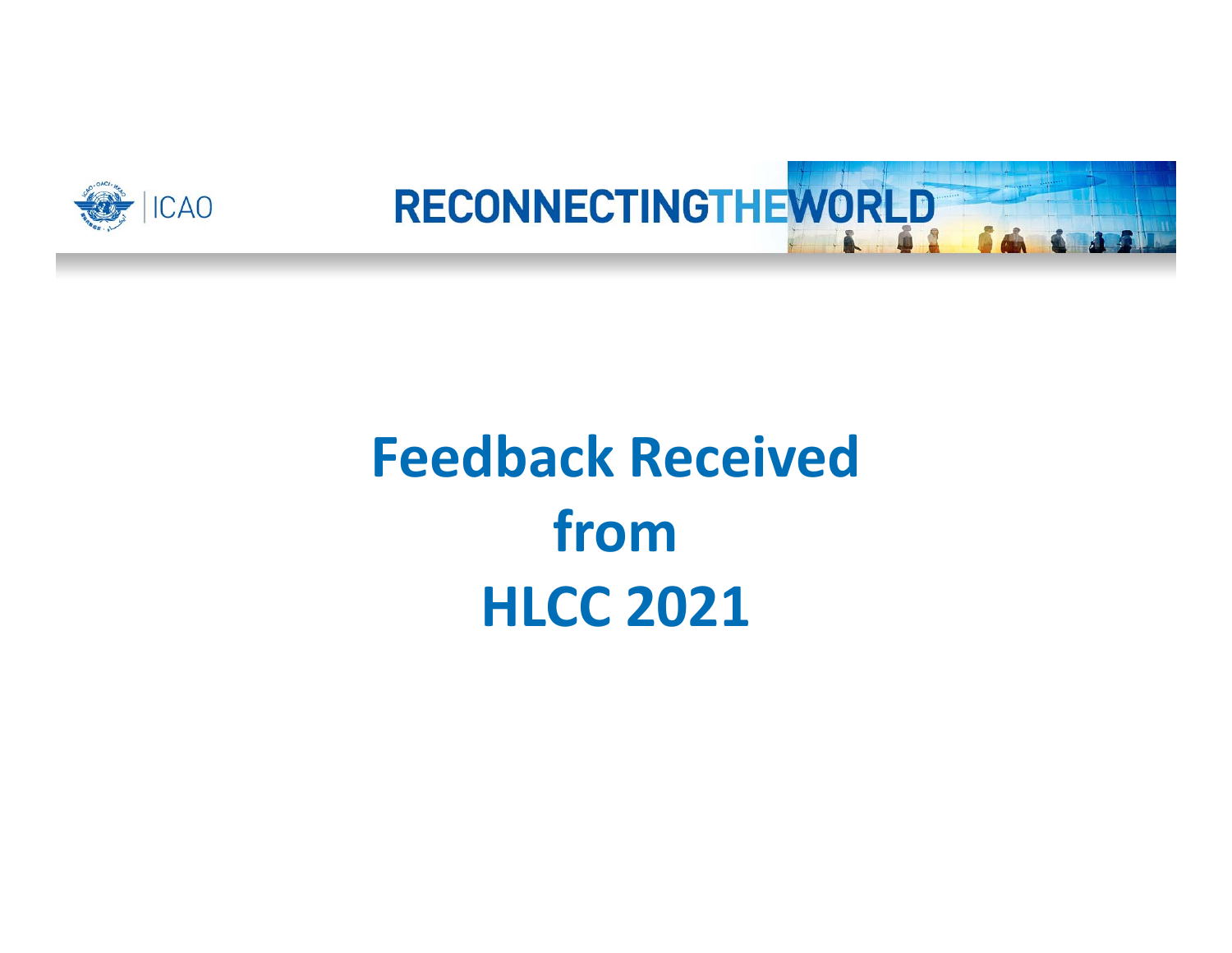# Feedback Received from HLCC 2021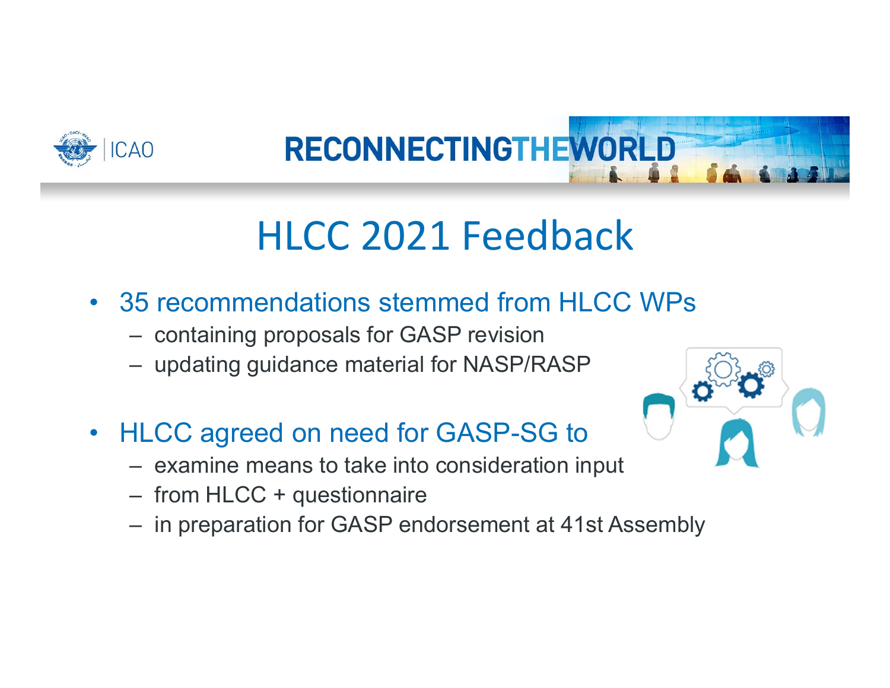# HLCC 2021 Feedback

- 35 recommendations stemmed from HLCC WPs
  - containing proposals for GASP revision
  - updating guidance material for NASP/RASP
- HLCC agreed on need for GASP-SG to
  - examine means to take into consideration input
  - from HLCC + questionnaire
  - in preparation for GASP endorsement at 41st Assembly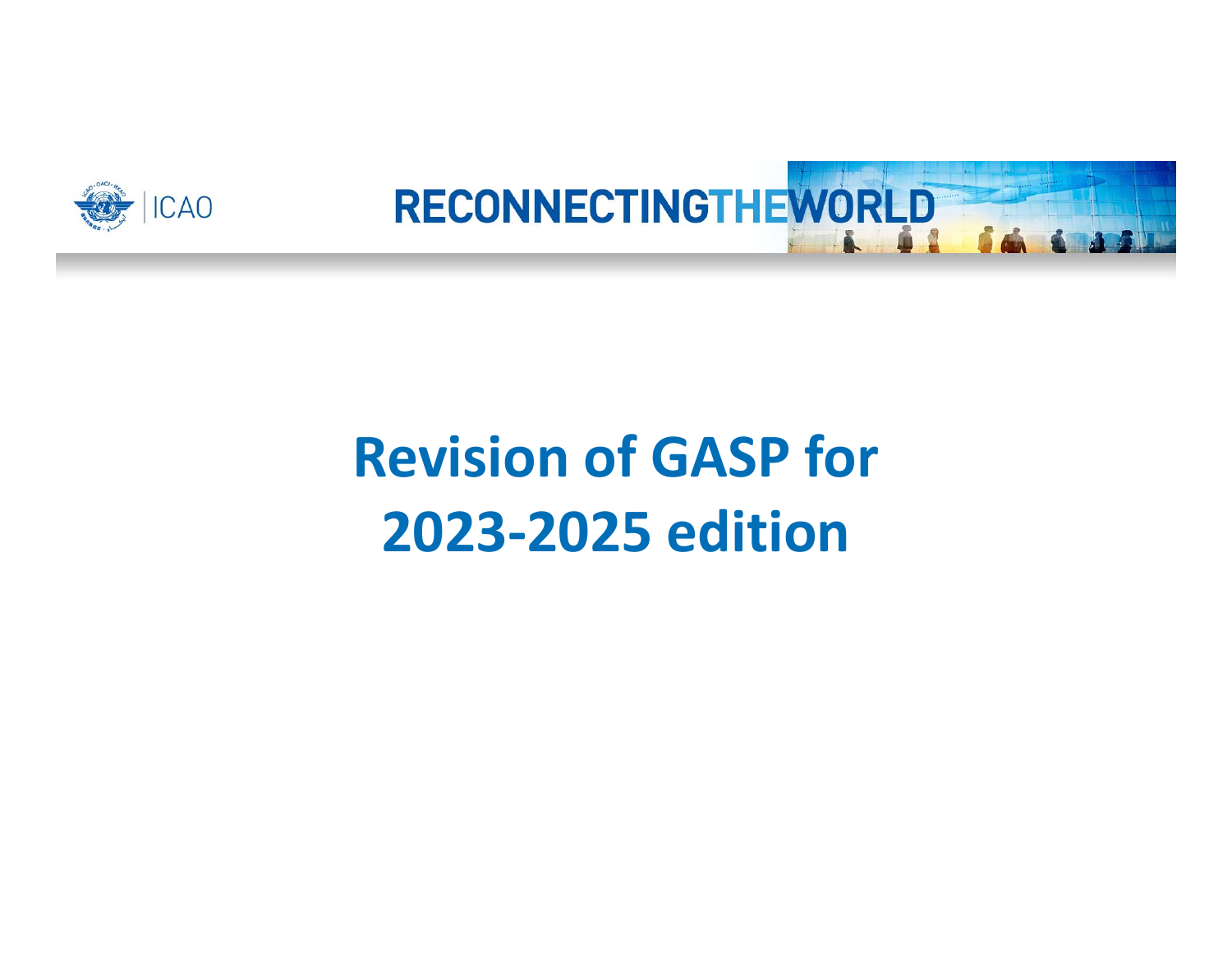# Revision of GASP for 2023-2025 edition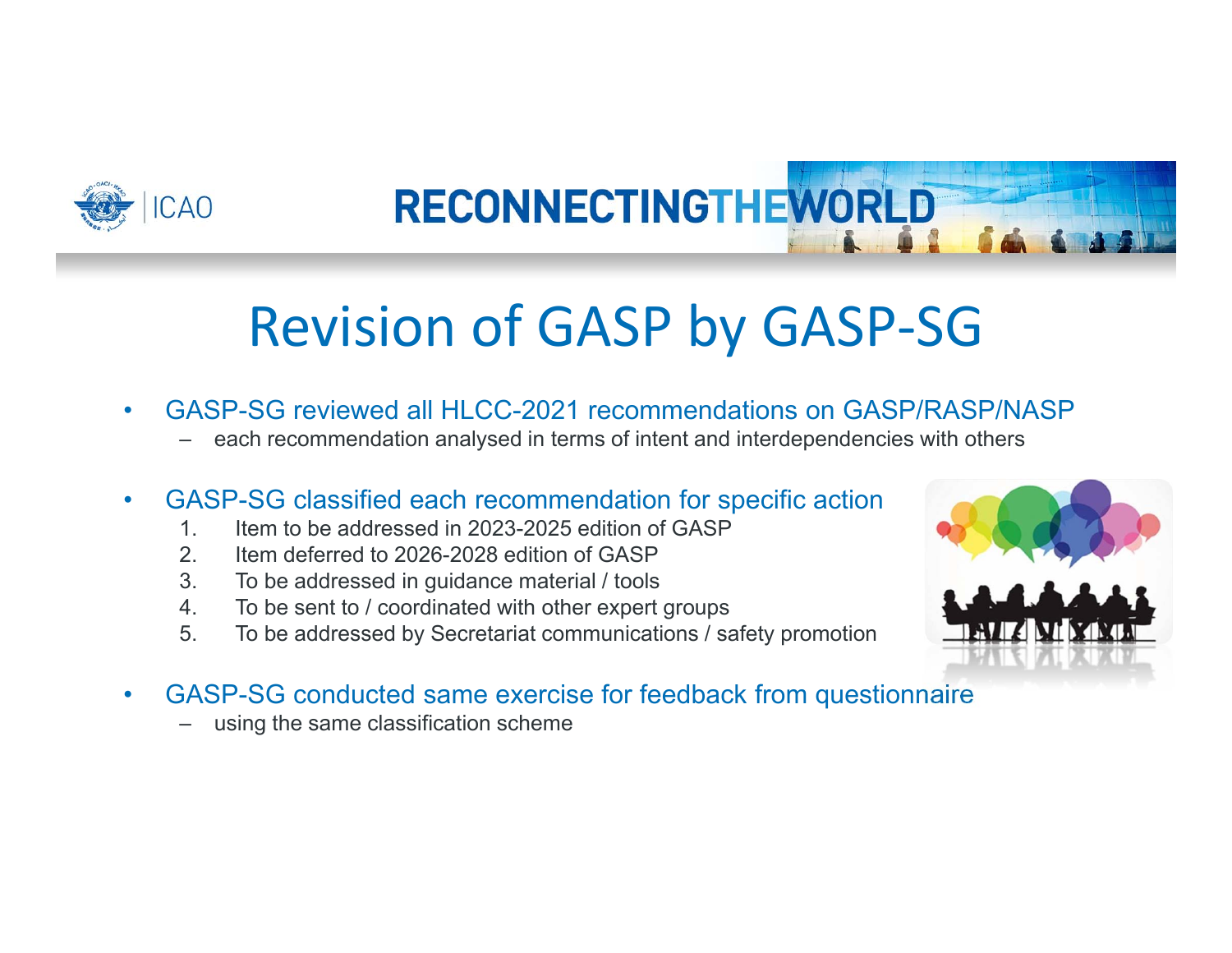# Revision of GASP by GASP-SG

- GASP-SG reviewed all HLCC-2021 recommendations on GASP/RASP/NASP
  - each recommendation analysed in terms of intent and interdependencies with others
- GASP-SG classified each recommendation for specific action
  1. Item to be addressed in 2023-2025 edition of GASP
  2. Item deferred to 2026-2028 edition of GASP
  3. To be addressed in guidance material / tools
  4. To be sent to / coordinated with other expert groups
  5. To be addressed by Secretariat communications / safety promotion
- GASP-SG conducted same exercise for feedback from questionnaire
  - using the same classification scheme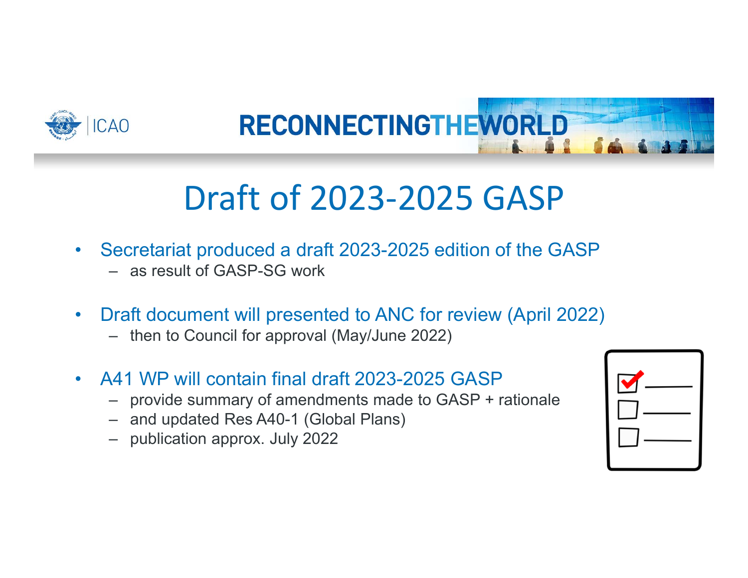# Draft of 2023-2025 GASP

- Secretariat produced a draft 2023-2025 edition of the GASP
  - as result of GASP-SG work
- Draft document will presented to ANC for review (April 2022)
  - then to Council for approval (May/June 2022)
- A41 WP will contain final draft 2023-2025 GASP
  - provide summary of amendments made to GASP + rationale
  - and updated Res A40-1 (Global Plans)
  - publication approx. July 2022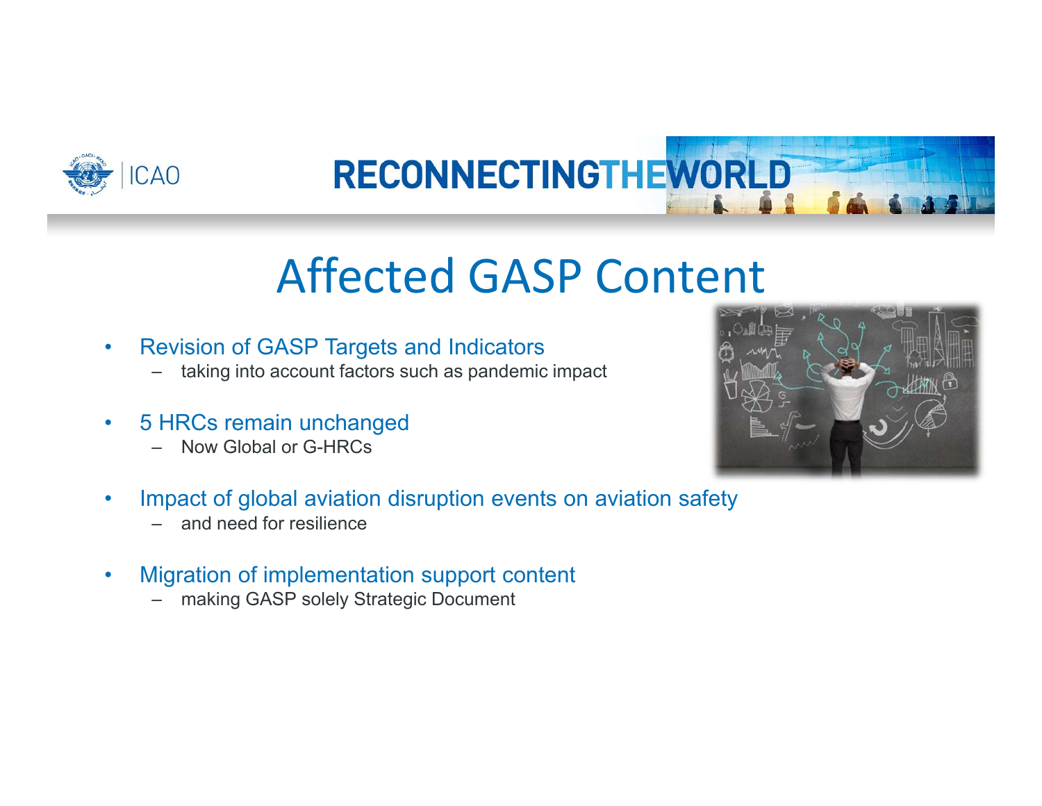# Affected GASP Content

- Revision of GASP Targets and Indicators
  - taking into account factors such as pandemic impact
- 5 HRCs remain unchanged
  - Now Global or G-HRCs
- Impact of global aviation disruption events on aviation safety
  - and need for resilience
- Migration of implementation support content
  - making GASP solely Strategic Document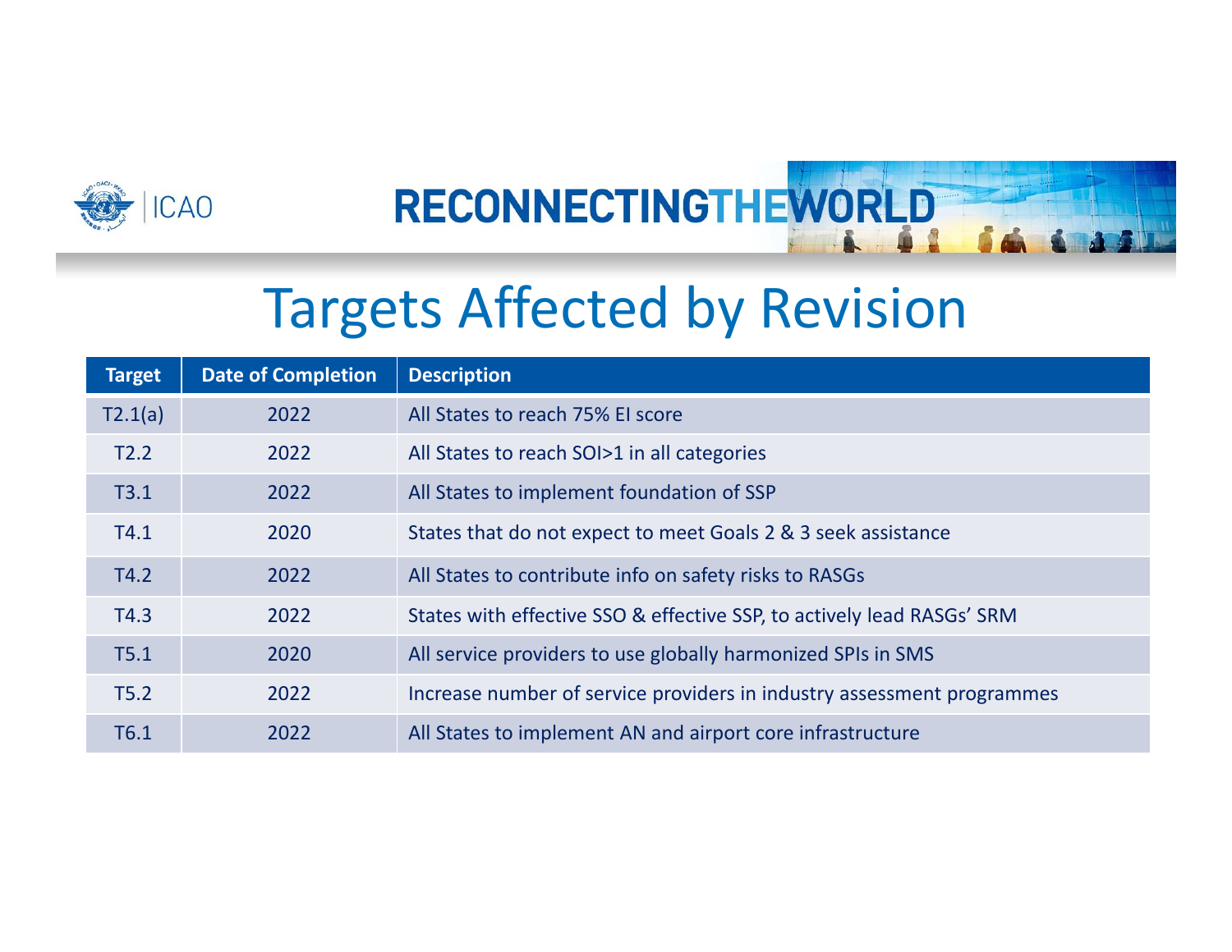# Targets Affected by Revision

| Target | Date of Completion | Description |
|---|---|---|
| T2.1(a) | 2022 | All States to reach 75% EI score |
| T2.2 | 2022 | All States to reach SOI>1 in all categories |
| T3.1 | 2022 | All States to implement foundation of SSP |
| T4.1 | 2020 | States that do not expect to meet Goals 2 & 3 seek assistance |
| T4.2 | 2022 | All States to contribute info on safety risks to RASGs |
| T4.3 | 2022 | States with effective SSO & effective SSP, to actively lead RASGs' SRM |
| T5.1 | 2020 | All service providers to use globally harmonized SPIs in SMS |
| T5.2 | 2022 | Increase number of service providers in industry assessment programmes |
| T6.1 | 2022 | All States to implement AN and airport core infrastructure |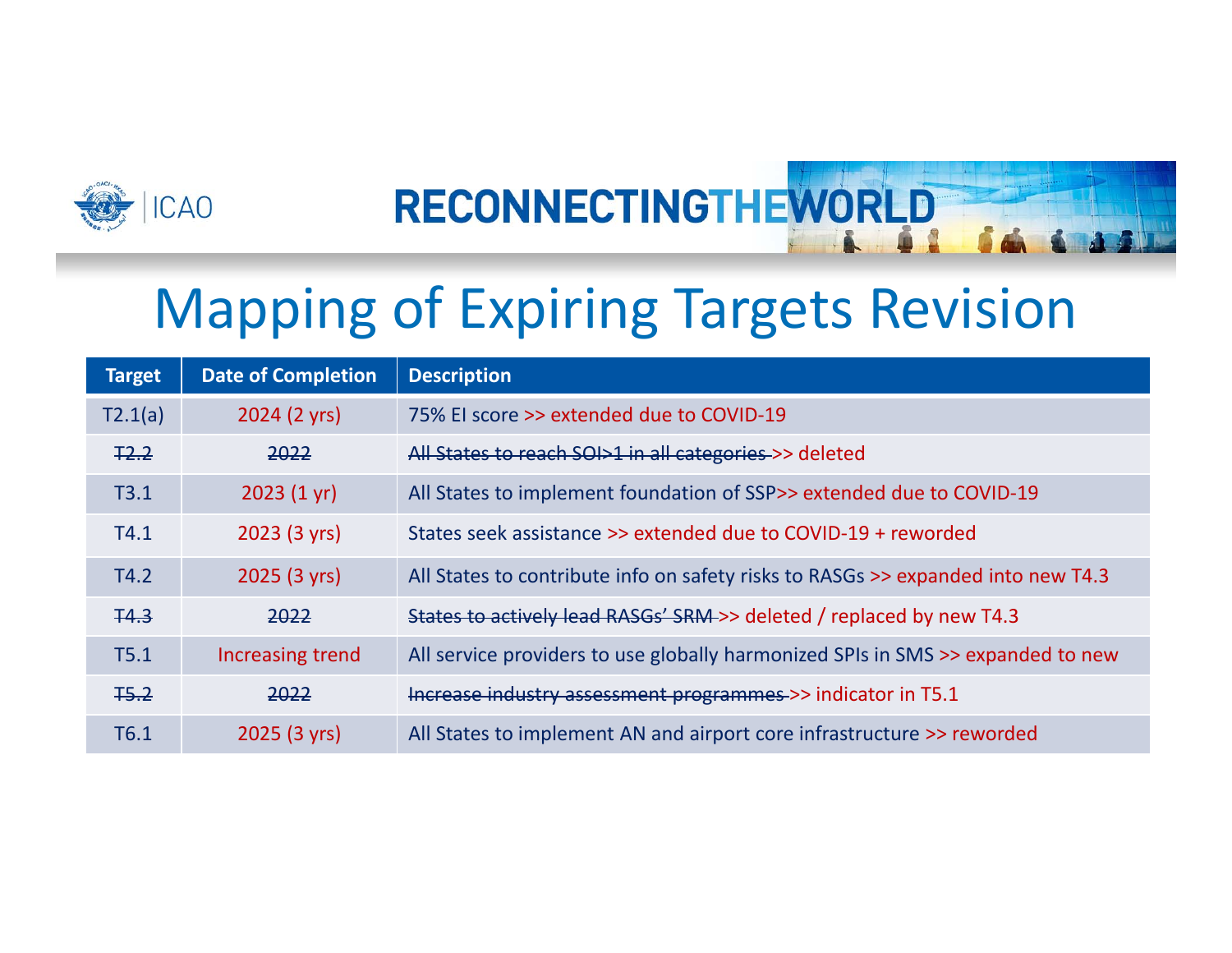# Mapping of Expiring Targets Revision

| Target | Date of Completion | Description |
| --- | --- | --- |
| T2.1(a) | 2024 (2 yrs) | 75% EI score >> extended due to COVID-19 |
| ~~T2.2~~ | ~~2022~~ | ~~All States to reach SOI>1 in all categories~~ >> deleted |
| T3.1 | 2023 (1 yr) | All States to implement foundation of SSP>> extended due to COVID-19 |
| T4.1 | 2023 (3 yrs) | States seek assistance >> extended due to COVID-19 + reworded |
| T4.2 | 2025 (3 yrs) | All States to contribute info on safety risks to RASGs >> expanded into new T4.3 |
| ~~T4.3~~ | ~~2022~~ | ~~States to actively lead RASGs' SRM~~ >> deleted / replaced by new T4.3 |
| T5.1 | Increasing trend | All service providers to use globally harmonized SPIs in SMS >> expanded to new |
| ~~T5.2~~ | ~~2022~~ | ~~Increase industry assessment programmes~~ >> indicator in T5.1 |
| T6.1 | 2025 (3 yrs) | All States to implement AN and airport core infrastructure >> reworded |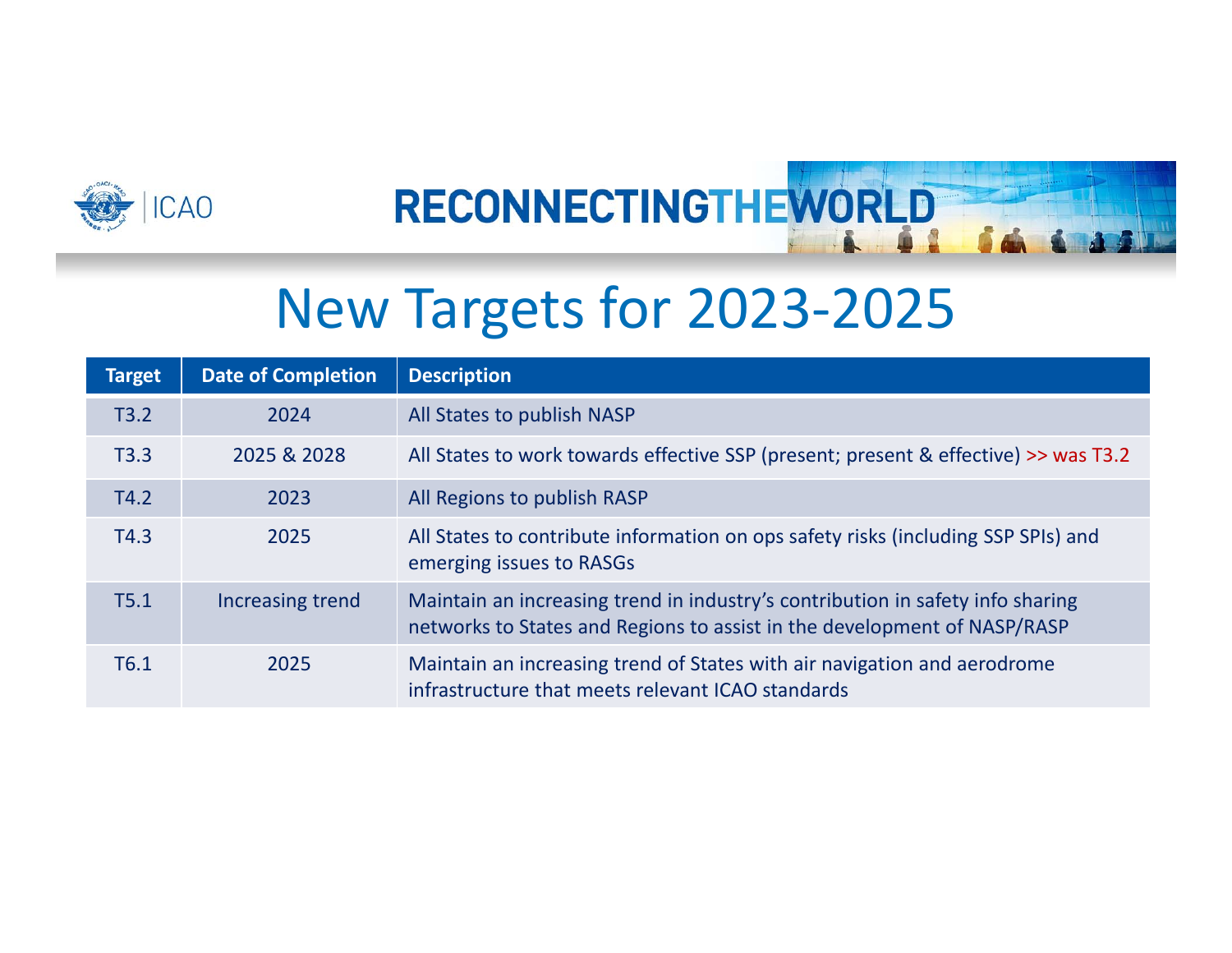# New Targets for 2023-2025

| Target | Date of Completion | Description |
| --- | --- | --- |
| T3.2 | 2024 | All States to publish NASP |
| T3.3 | 2025 & 2028 | All States to work towards effective SSP (present; present & effective) >> was T3.2 |
| T4.2 | 2023 | All Regions to publish RASP |
| T4.3 | 2025 | All States to contribute information on ops safety risks (including SSP SPIs) and emerging issues to RASGs |
| T5.1 | Increasing trend | Maintain an increasing trend in industry's contribution in safety info sharing networks to States and Regions to assist in the development of NASP/RASP |
| T6.1 | 2025 | Maintain an increasing trend of States with air navigation and aerodrome infrastructure that meets relevant ICAO standards |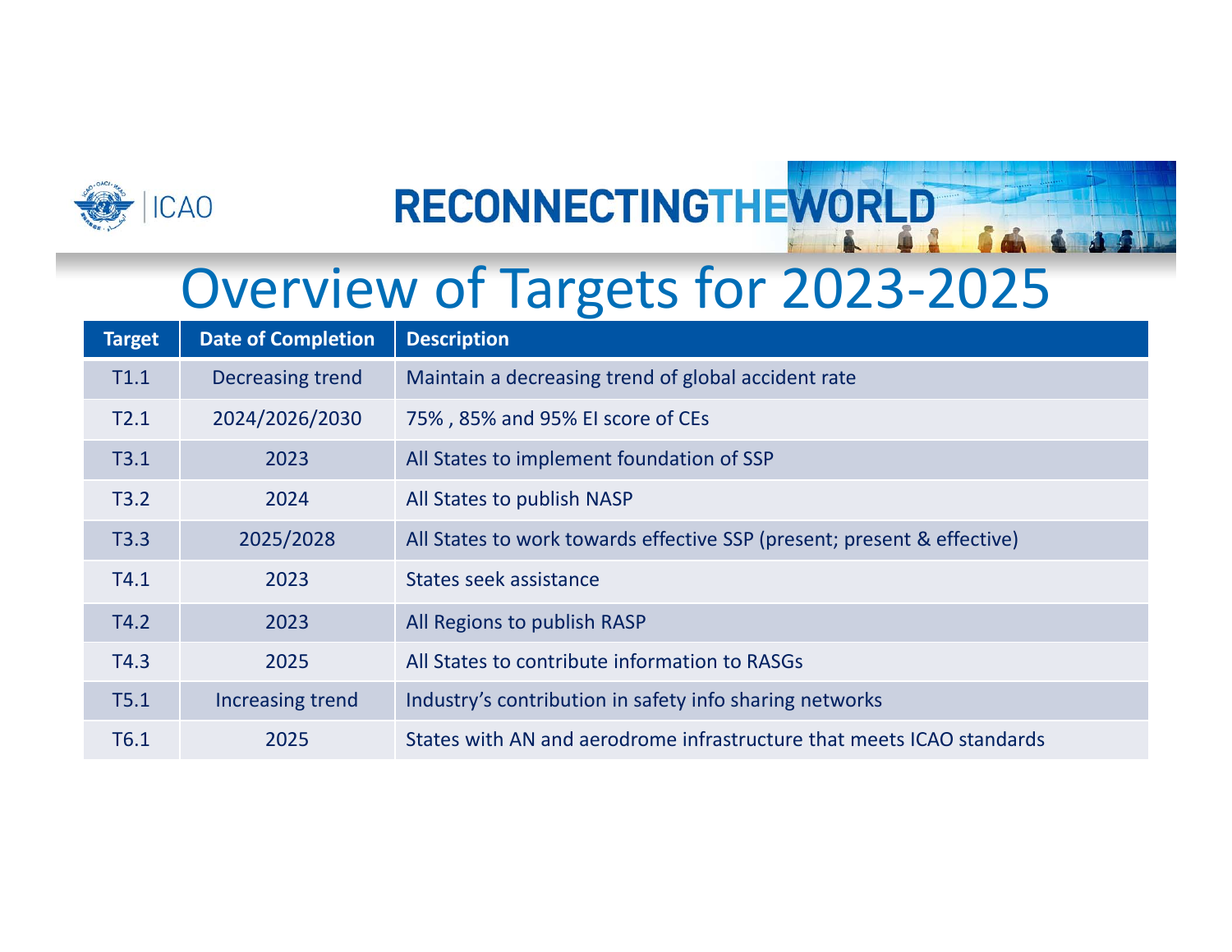# Overview of Targets for 2023-2025

| Target | Date of Completion | Description |
|---|---|---|
| T1.1 | Decreasing trend | Maintain a decreasing trend of global accident rate |
| T2.1 | 2024/2026/2030 | 75% , 85% and 95% EI score of CEs |
| T3.1 | 2023 | All States to implement foundation of SSP |
| T3.2 | 2024 | All States to publish NASP |
| T3.3 | 2025/2028 | All States to work towards effective SSP (present; present & effective) |
| T4.1 | 2023 | States seek assistance |
| T4.2 | 2023 | All Regions to publish RASP |
| T4.3 | 2025 | All States to contribute information to RASGs |
| T5.1 | Increasing trend | Industry's contribution in safety info sharing networks |
| T6.1 | 2025 | States with AN and aerodrome infrastructure that meets ICAO standards |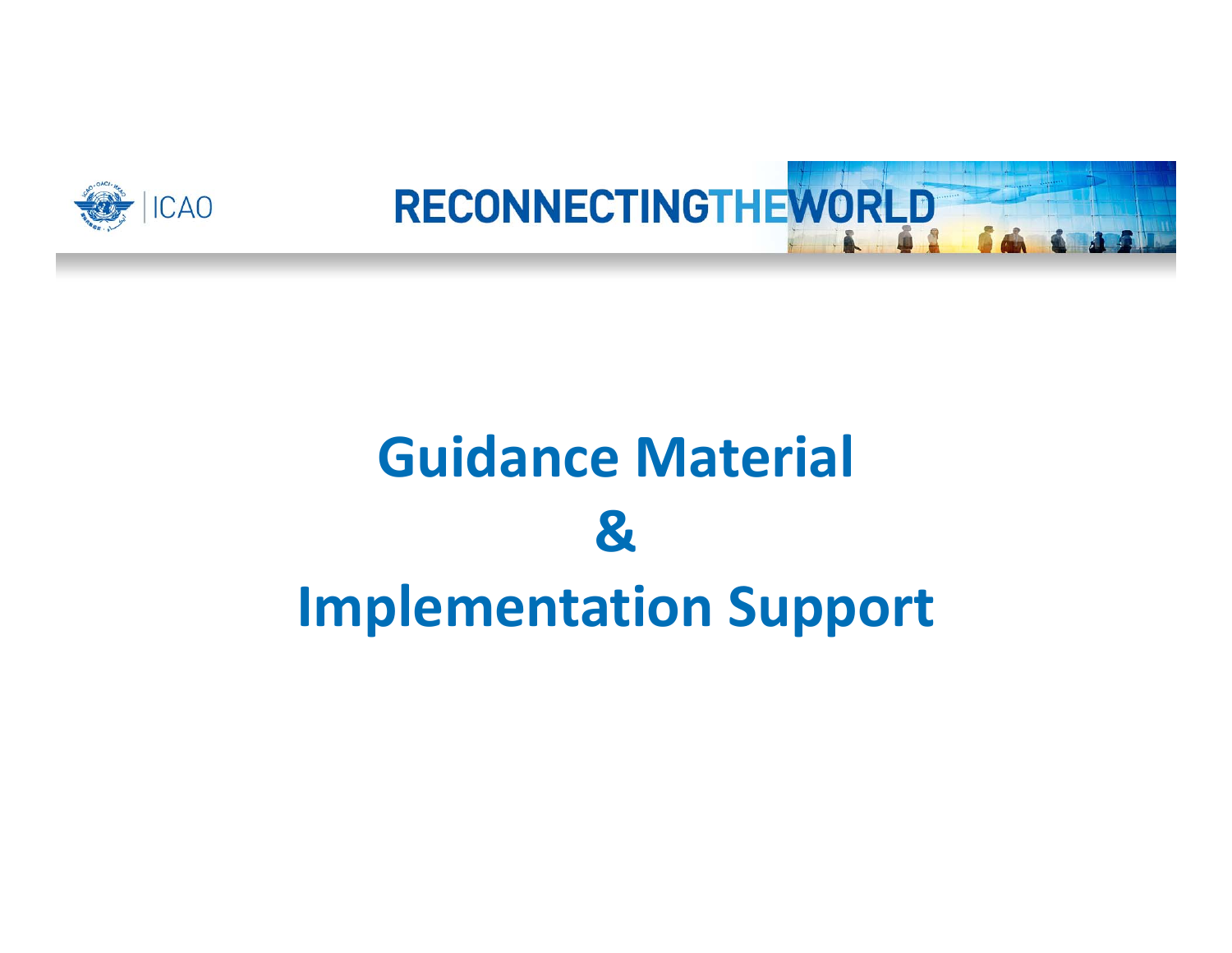# Guidance Material

# &

# Implementation Support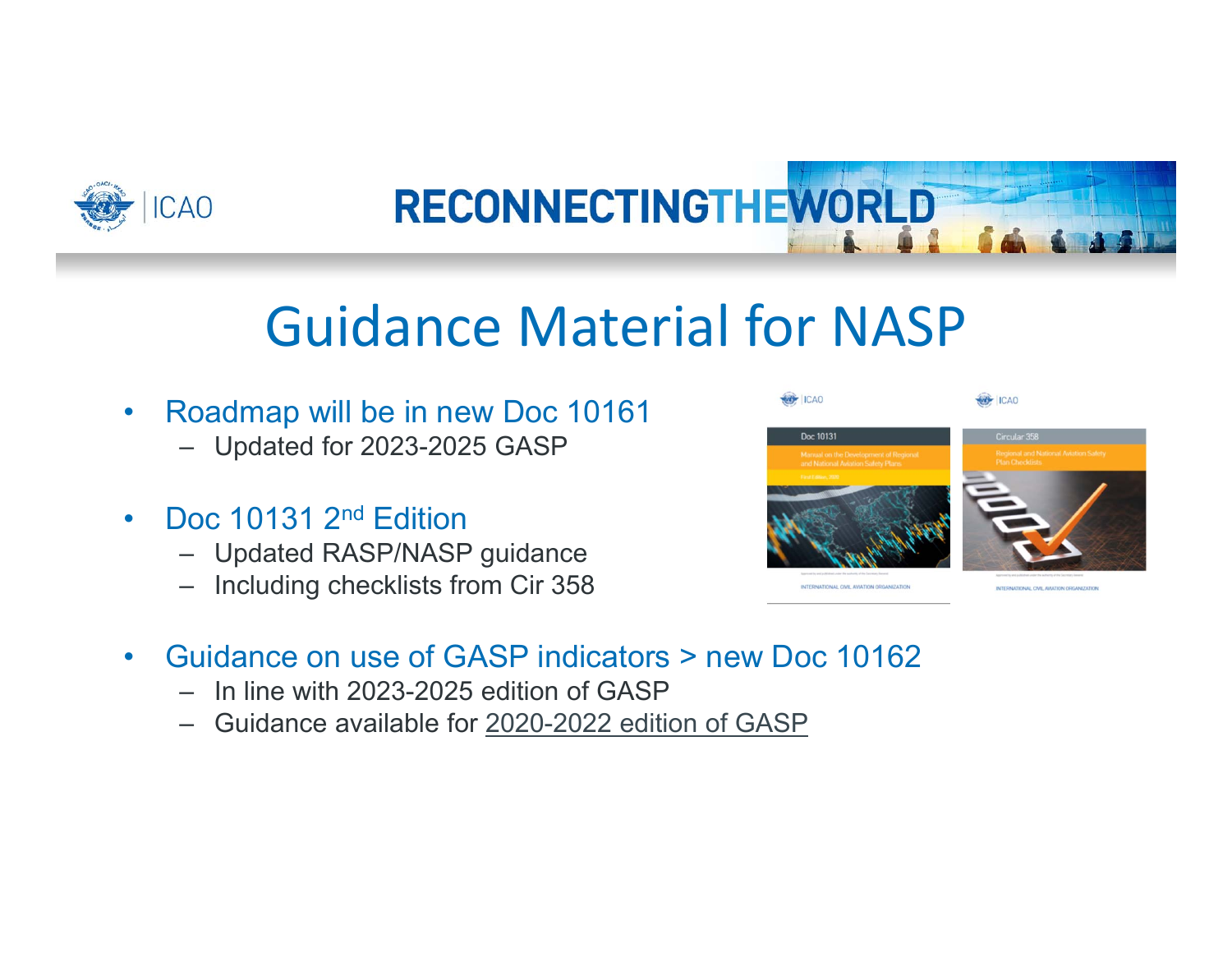# Guidance Material for NASP

- Roadmap will be in new Doc 10161
  - Updated for 2023-2025 GASP
- Doc 10131 2nd Edition
  - Updated RASP/NASP guidance
  - Including checklists from Cir 358
- Guidance on use of GASP indicators > new Doc 10162
  - In line with 2023-2025 edition of GASP
  - Guidance available for 2020-2022 edition of GASP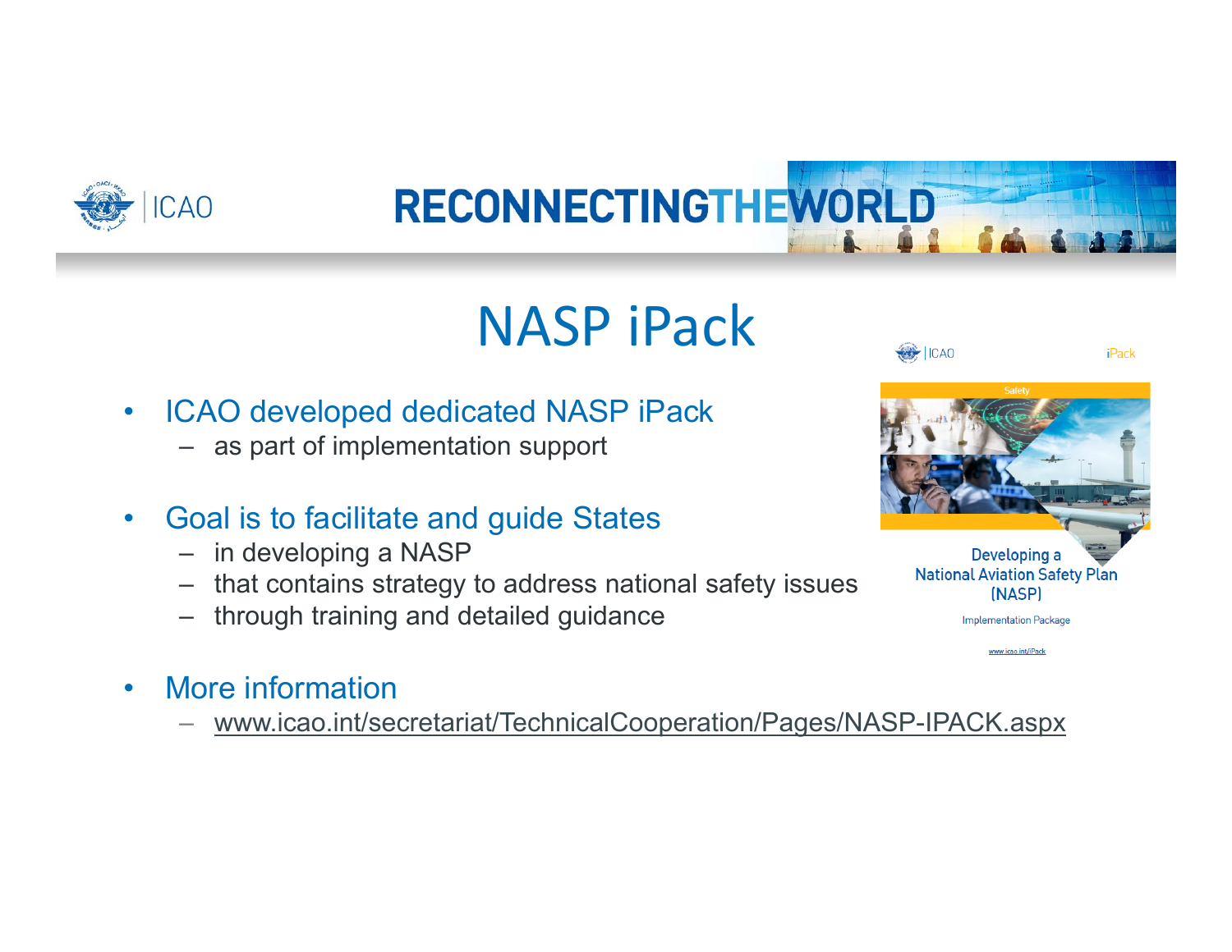# NASP iPack

- ICAO developed dedicated NASP iPack
  - as part of implementation support
- Goal is to facilitate and guide States
  - in developing a NASP
  - that contains strategy to address national safety issues
  - through training and detailed guidance
- More information
  - www.icao.int/secretariat/TechnicalCooperation/Pages/NASP-IPACK.aspx

Developing a National Aviation Safety Plan (NASP)

Implementation Package

www.icao.int/iPack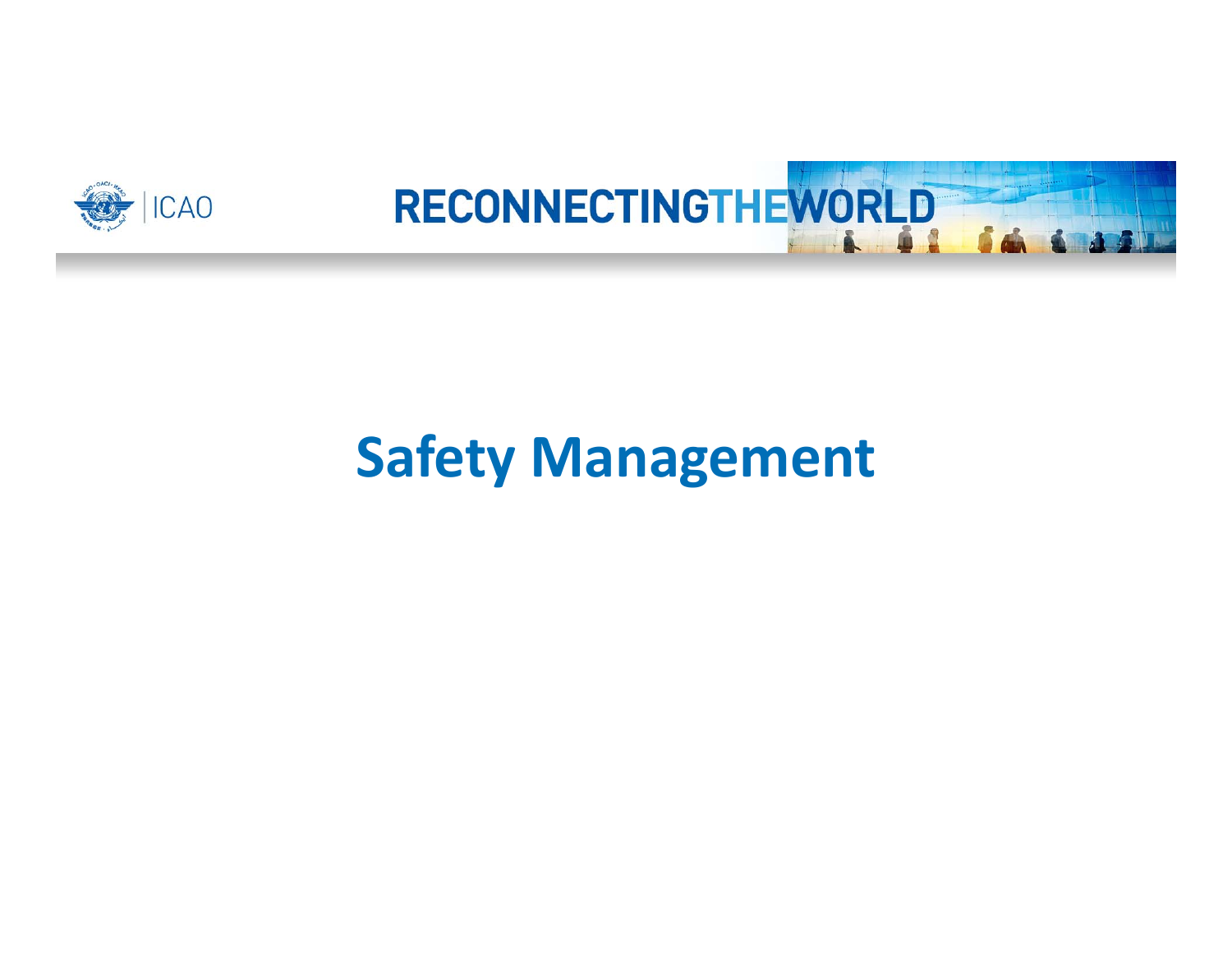# Safety Management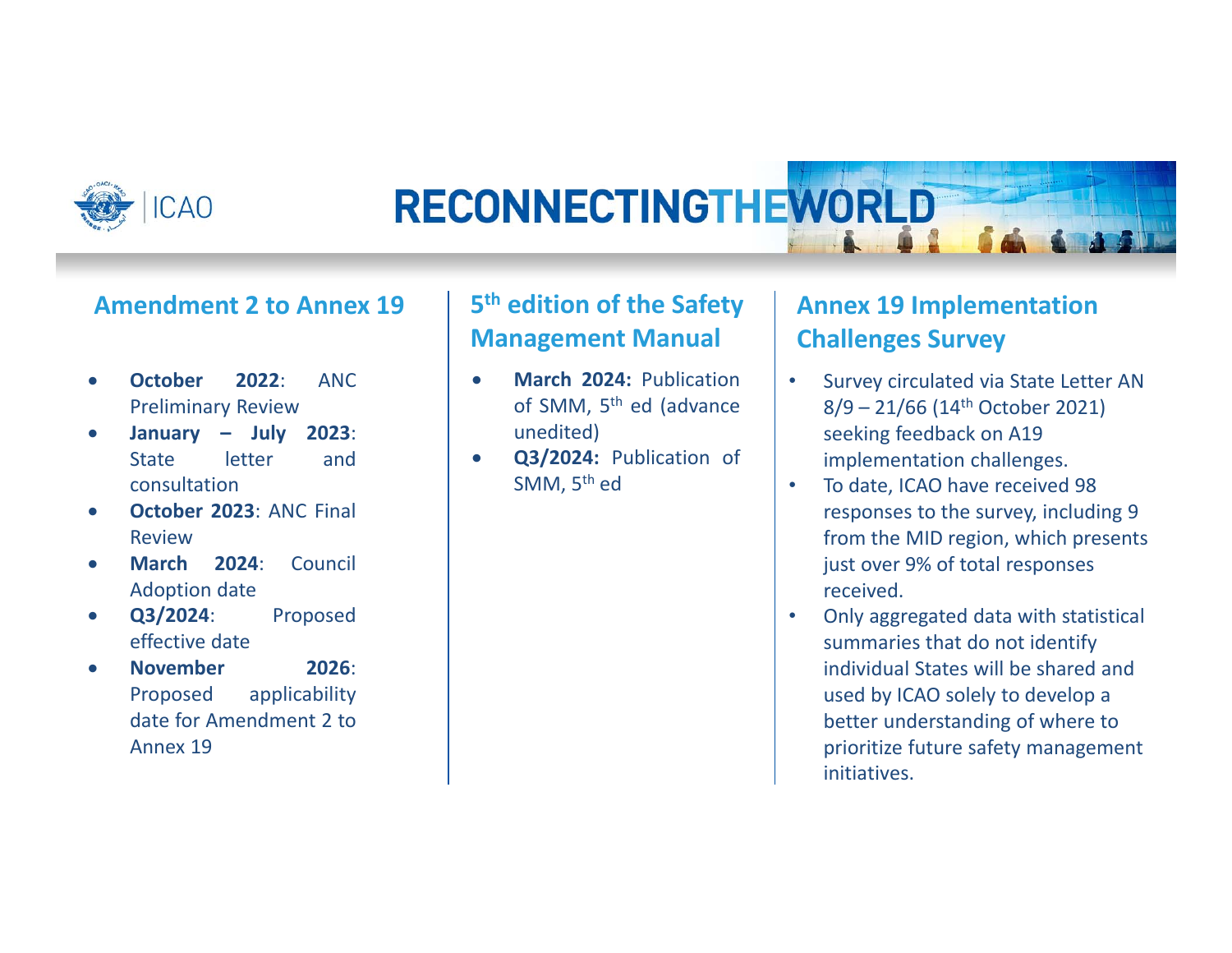## Amendment 2 to Annex 19

- **October 2022**: ANC Preliminary Review
- **January – July 2023**: State letter and consultation
- **October 2023**: ANC Final Review
- **March 2024**: Council Adoption date
- **Q3/2024**: Proposed effective date
- **November 2026**: Proposed applicability date for Amendment 2 to Annex 19

## 5th edition of the Safety Management Manual

- **March 2024:** Publication of SMM, 5th ed (advance unedited)
- **Q3/2024:** Publication of SMM, 5th ed

## Annex 19 Implementation Challenges Survey

- Survey circulated via State Letter AN 8/9 – 21/66 (14th October 2021) seeking feedback on A19 implementation challenges.
- To date, ICAO have received 98 responses to the survey, including 9 from the MID region, which presents just over 9% of total responses received.
- Only aggregated data with statistical summaries that do not identify individual States will be shared and used by ICAO solely to develop a better understanding of where to prioritize future safety management initiatives.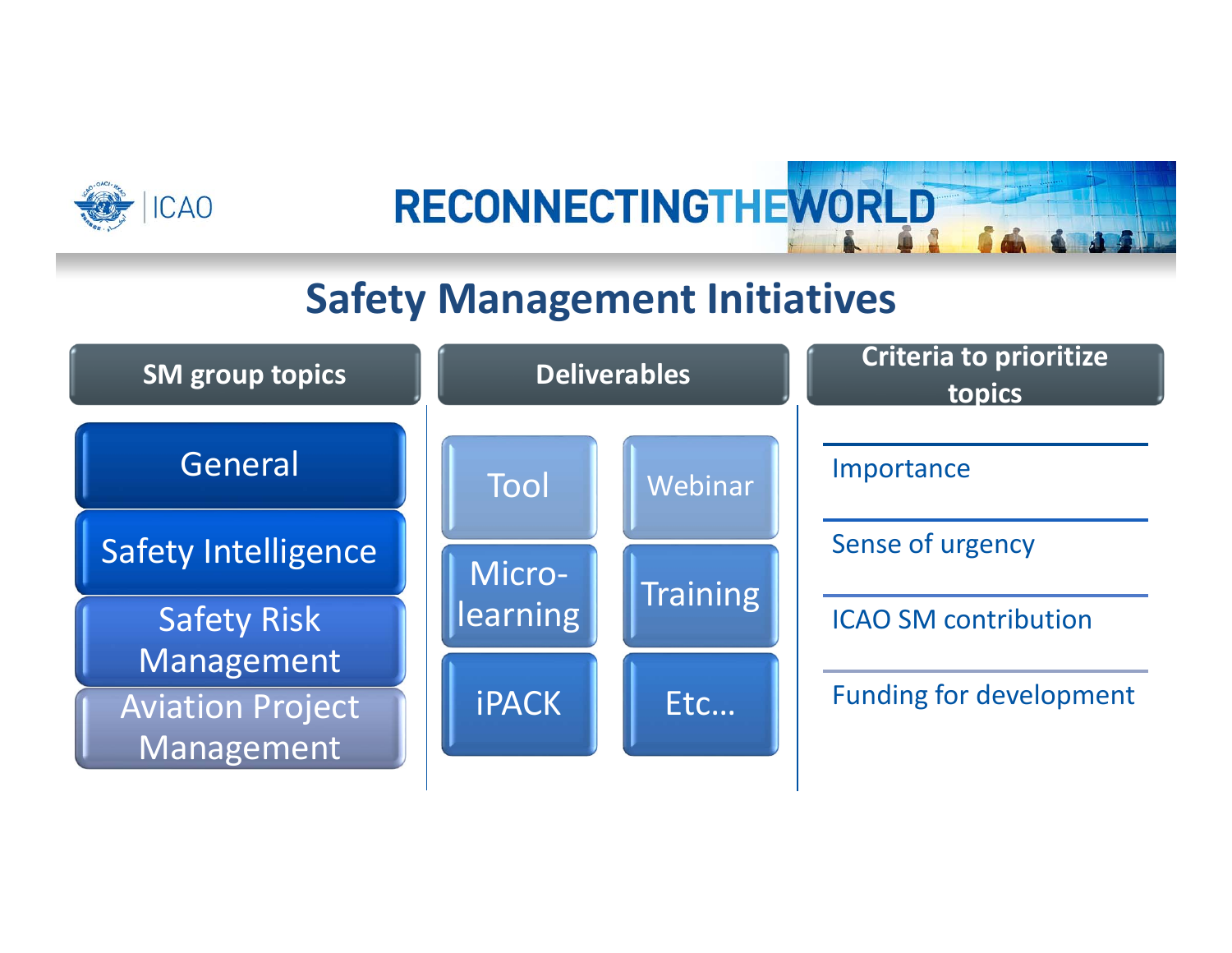# Safety Management Initiatives

| SM group topics | Deliverables | | Criteria to prioritize topics |
|---|---|---|---|
| General | Tool | Webinar | Importance |
| Safety Intelligence | Micro-learning | Training | Sense of urgency |
| Safety Risk Management | iPACK | Etc... | ICAO SM contribution |
| Aviation Project Management | | | Funding for development |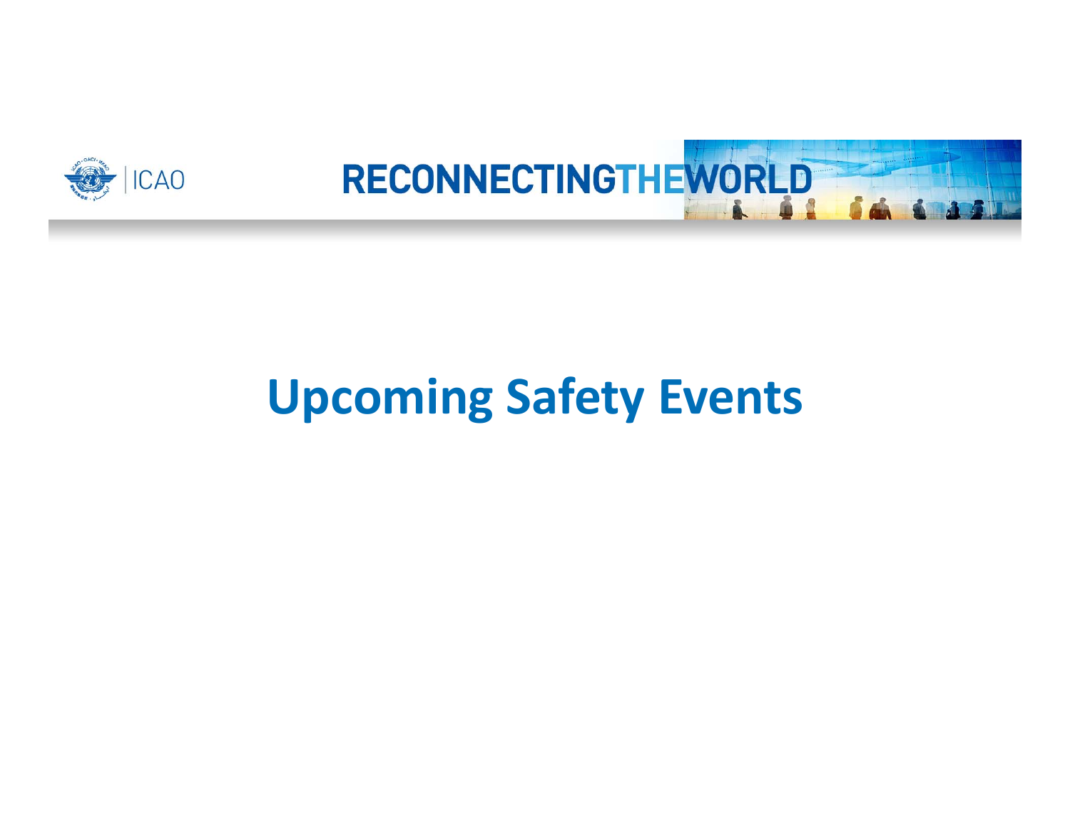# Upcoming Safety Events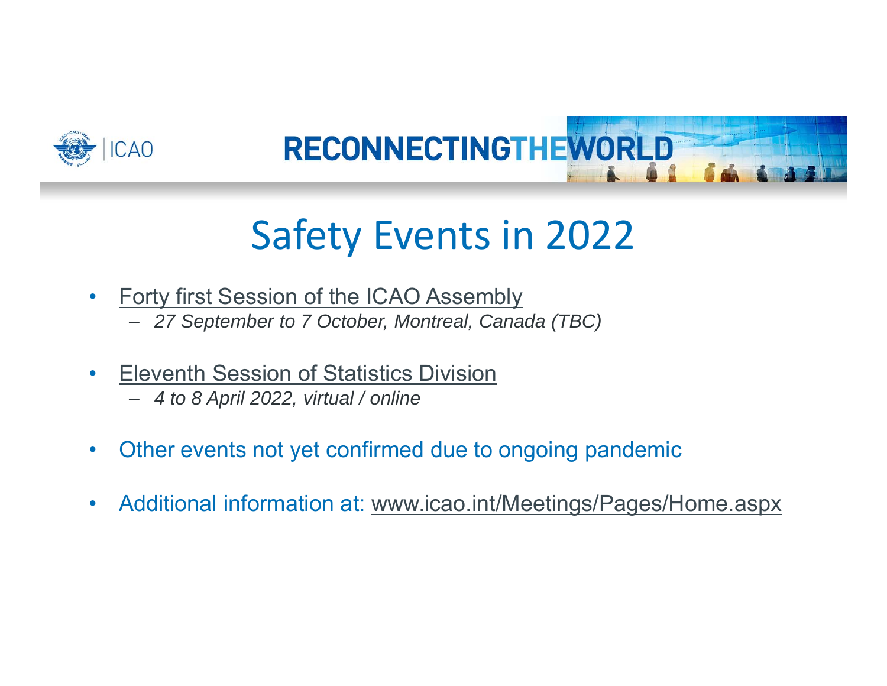# Safety Events in 2022

- Forty first Session of the ICAO Assembly
  - *27 September to 7 October, Montreal, Canada (TBC)*
- Eleventh Session of Statistics Division
  - *4 to 8 April 2022, virtual / online*
- Other events not yet confirmed due to ongoing pandemic
- Additional information at: www.icao.int/Meetings/Pages/Home.aspx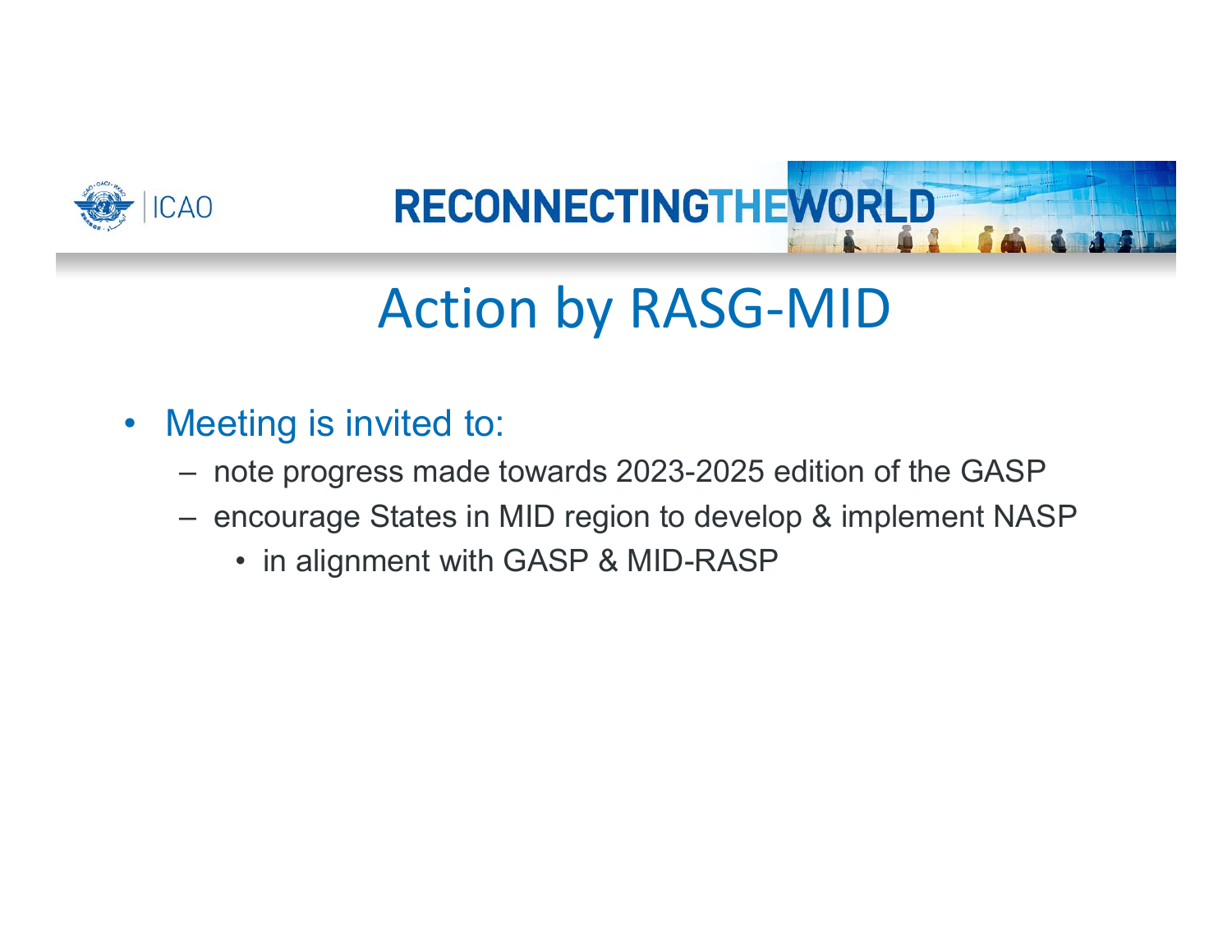# Action by RASG-MID

- Meeting is invited to:
  - note progress made towards 2023-2025 edition of the GASP
  - encourage States in MID region to develop & implement NASP
    - in alignment with GASP & MID-RASP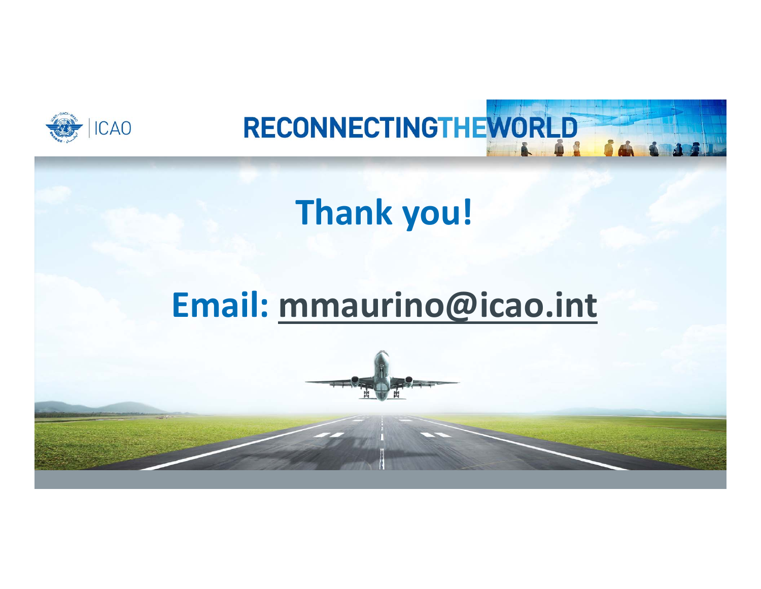ICAO

RECONNECTINGTHEWORLD

# Thank you!

**Email: mmaurino@icao.int**